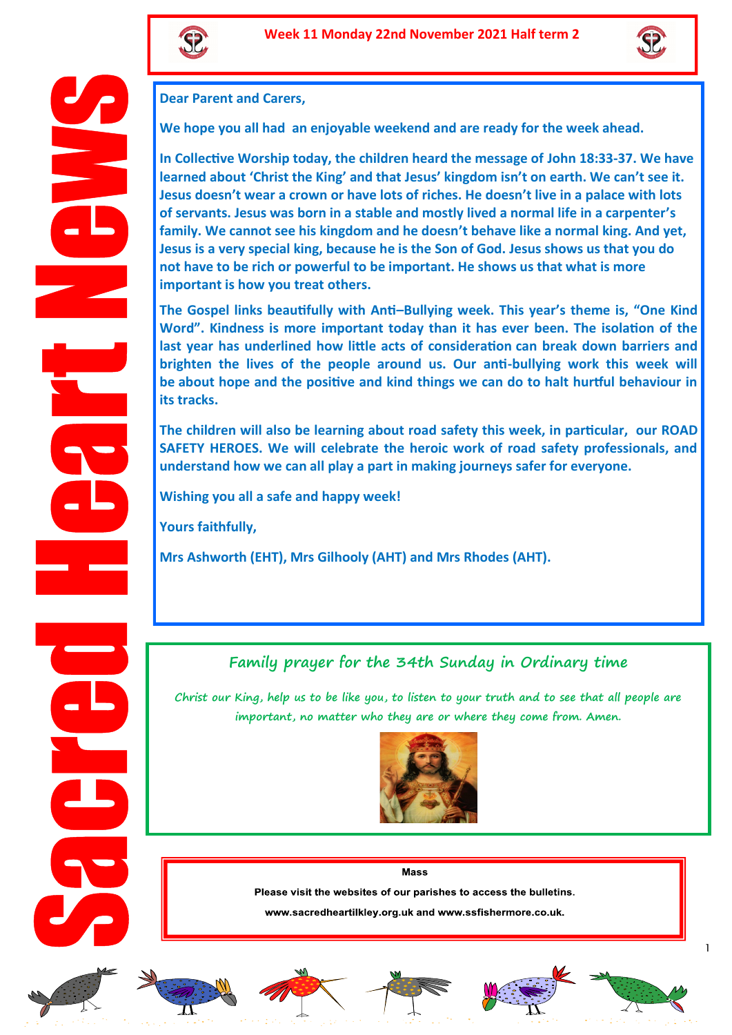# Sacred Heart News

**Week 11 Monday 22nd November 2021 Half term 2**

**Dear Parent and Carers,**

**We hope you all had an enjoyable weekend and are ready for the week ahead.**

**In Collective Worship today, the children heard the message of John 18:33-37. We have learned about 'Christ the King' and that Jesus' kingdom isn't on earth. We can't see it. Jesus doesn't wear a crown or have lots of riches. He doesn't live in a palace with lots of servants. Jesus was born in a stable and mostly lived a normal life in a carpenter's family. We cannot see his kingdom and he doesn't behave like a normal king. And yet, Jesus is a very special king, because he is the Son of God. Jesus shows us that you do not have to be rich or powerful to be important. He shows us that what is more important is how you treat others.**

**The Gospel links beautifully with Anti–Bullying week. This year's theme is, "One Kind Word". Kindness is more important today than it has ever been. The isolation of the last year has underlined how little acts of consideration can break down barriers and brighten the lives of the people around us. Our anti-bullying work this week will be about hope and the positive and kind things we can do to halt hurtful behaviour in its tracks.**

**The children will also be learning about road safety this week, in particular, our ROAD SAFETY HEROES. We will celebrate the heroic work of road safety professionals, and understand how we can all play a part in making journeys safer for everyone.**

**Wishing you all a safe and happy week!**

**Yours faithfully,**

**Mrs Ashworth (EHT), Mrs Gilhooly (AHT) and Mrs Rhodes (AHT).**

## Family prayer for the 34th Sunday in Ordinary time

*Christ our King, help us to be like you, to listen to your truth and to see that all people are important, no matter who they are or where they come from. Amen.*

**Mass**

**Please visit the websites of our parishes to access the bulletins.**

**www.sacredheartilkley.org.uk and www.ssfishermore.co.uk.**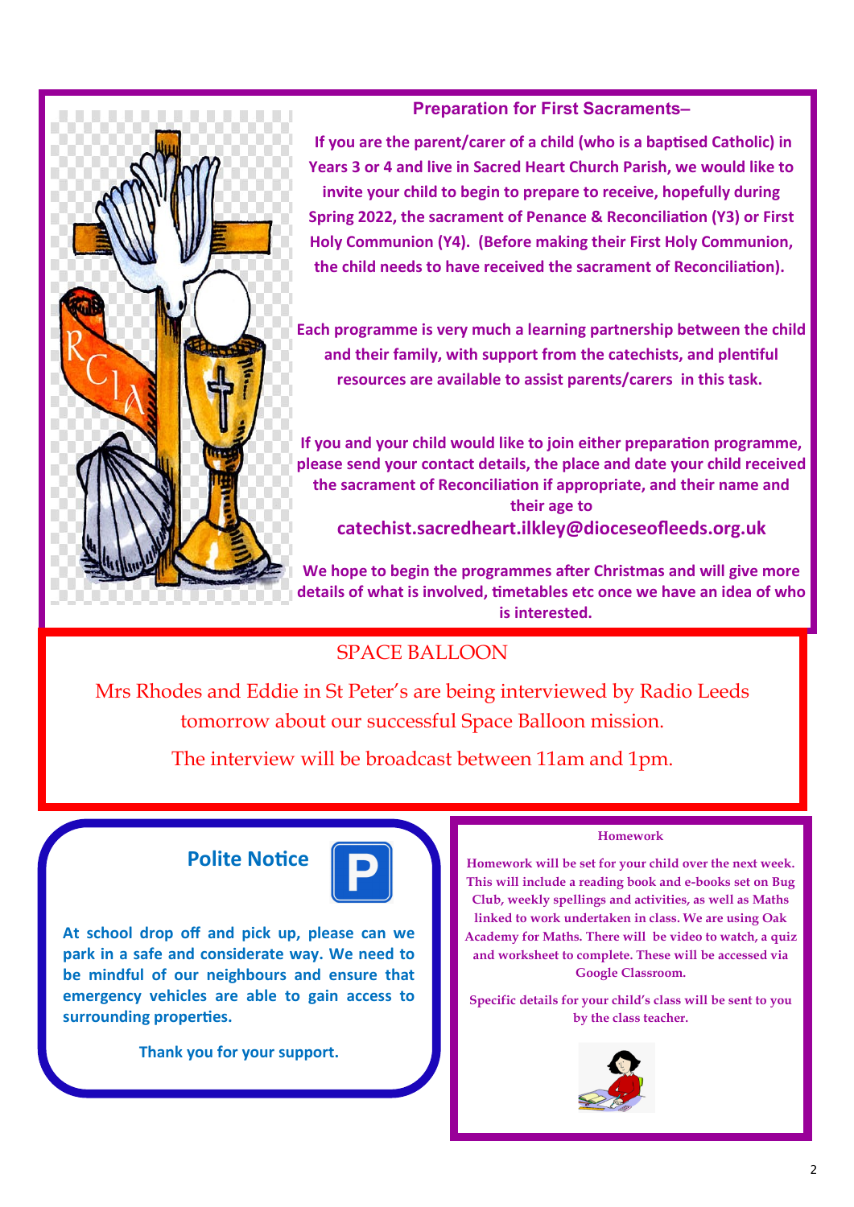## Preparation for First Sacraments–

**If you are the parent/carer of a child (who is a baptised Catholic) in Years 3 or 4 and live in Sacred Heart Church Parish, we would like to invite your child to begin to prepare to receive, hopefully during Spring 2022, the sacrament of Penance & Reconciliation (Y3) or First Holy Communion (Y4). (Before making their First Holy Communion, the child needs to have received the sacrament of Reconciliation).**

**Each programme is very much a learning partnership between the child and their family, with support from the catechists, and plentiful resources are available to assist parents/carers in this task.**

**If you and your child would like to join either preparation programme, please send your contact details, the place and date your child received the sacrament of Reconciliation if appropriate, and their name and their age to**

**catechist.sacredheart.ilkley@dioceseofleeds.org.uk**

**We hope to begin the programmes after Christmas and will give more details of what is involved, timetables etc once we have an idea of who is interested.**

## SPACE BALLOON

Mrs Rhodes and Eddie in St Peter's are being interviewed by Radio Leeds tomorrow about our successful Space Balloon mission.

The interview will be broadcast between 11am and 1pm.

## Polite Notice

**At school drop off and pick up, please can we park in a safe and considerate way. We need to be mindful of our neighbours and ensure that emergency vehicles are able to gain access to surrounding properties.**

**Thank you for your support.**

## Homework

**Homework will be set for your child over the next week. This will include a reading book and e-books set on Bug Club, weekly spellings and activities, as well as Maths linked to work undertaken in class. We are using Oak Academy for Maths. There will be video to watch, a quiz and worksheet to complete. These will be accessed via Google Classroom.**

**Specific details for your child's class will be sent to you by the class teacher.**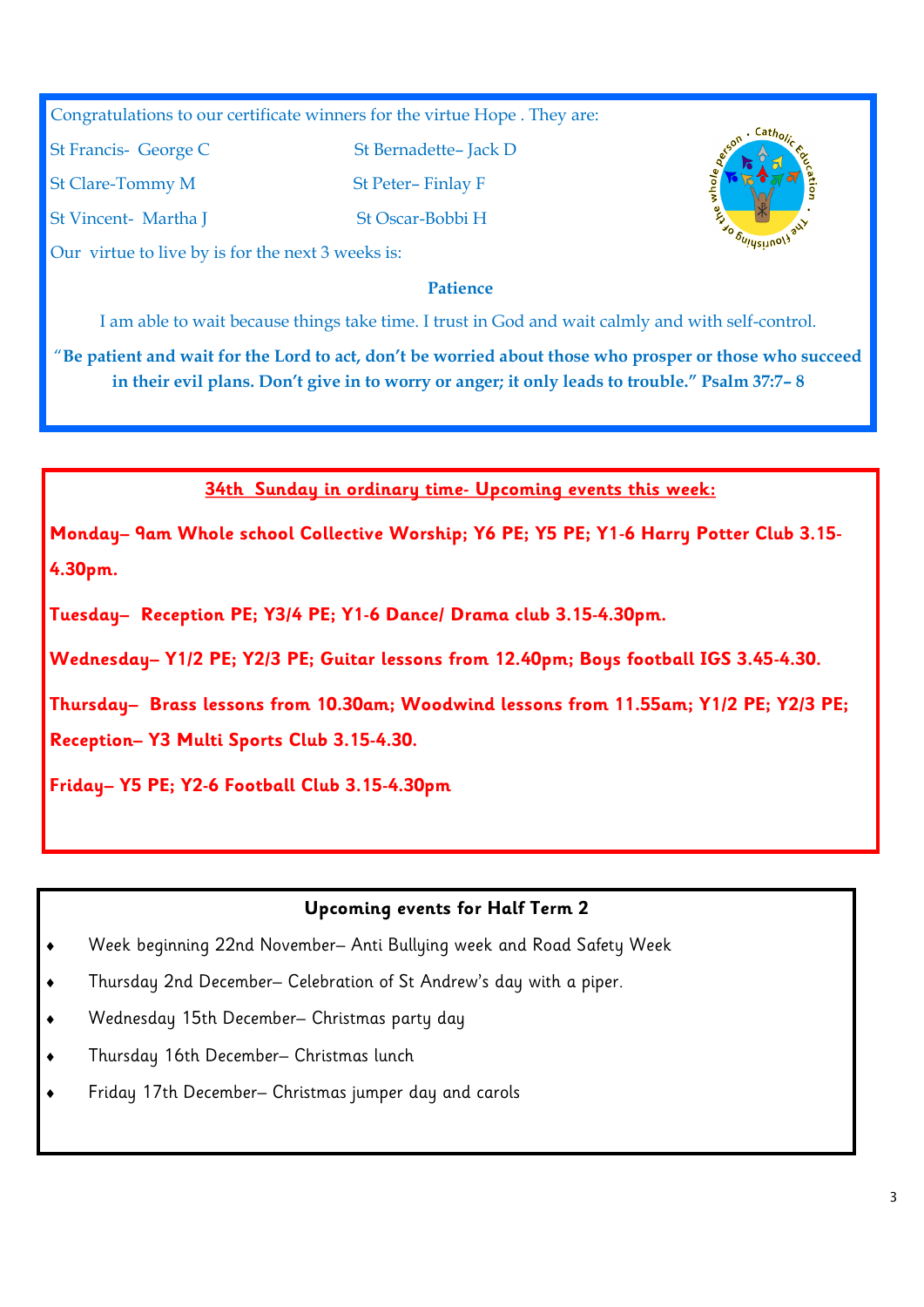Congratulations to our certificate winners for the virtue Hope . They are:

St Francis- George C

St Clare-Tommy M

St Vincent- Martha J

St Bernadette– Jack D

St Peter– Finlay F

St Oscar-Bobbi H

Our virtue to live by is for the next 3 weeks is:

**Patience**

I am able to wait because things take time. I trust in God and wait calmly and with self-control.

**"Be patient and wait for the Lord to act, don't be worried about those who prosper or those who succeed in their evil plans. Don't give in to worry or anger; it only leads to trouble." Psalm 37:7– 8**

**34th Sunday in ordinary time- Upcoming events this week:**

**Monday– 9am Whole school Collective Worship; Y6 PE; Y5 PE; Y1-6 Harry Potter Club 3.15-4.30pm.**

**Tuesday– Reception PE; Y3/4 PE; Y1-6 Dance/ Drama club 3.15-4.30pm.**

**Wednesday– Y1/2 PE; Y2/3 PE; Guitar lessons from 12.40pm; Boys football IGS 3.45-4.30.**

**Thursday– Brass lessons from 10.30am; Woodwind lessons from 11.55am; Y1/2 PE; Y2/3 PE; Reception– Y3 Multi Sports Club 3.15-4.30.**

**Friday– Y5 PE; Y2-6 Football Club 3.15-4.30pm**

**Upcoming events for Half Term 2**

- Week beginning 22nd November– Anti Bullying week and Road Safety Week
- Thursday 2nd December– Celebration of St Andrew's day with a piper.
- Wednesday 15th December– Christmas party day
- Thursday 16th December– Christmas lunch
- Friday 17th December– Christmas jumper day and carols